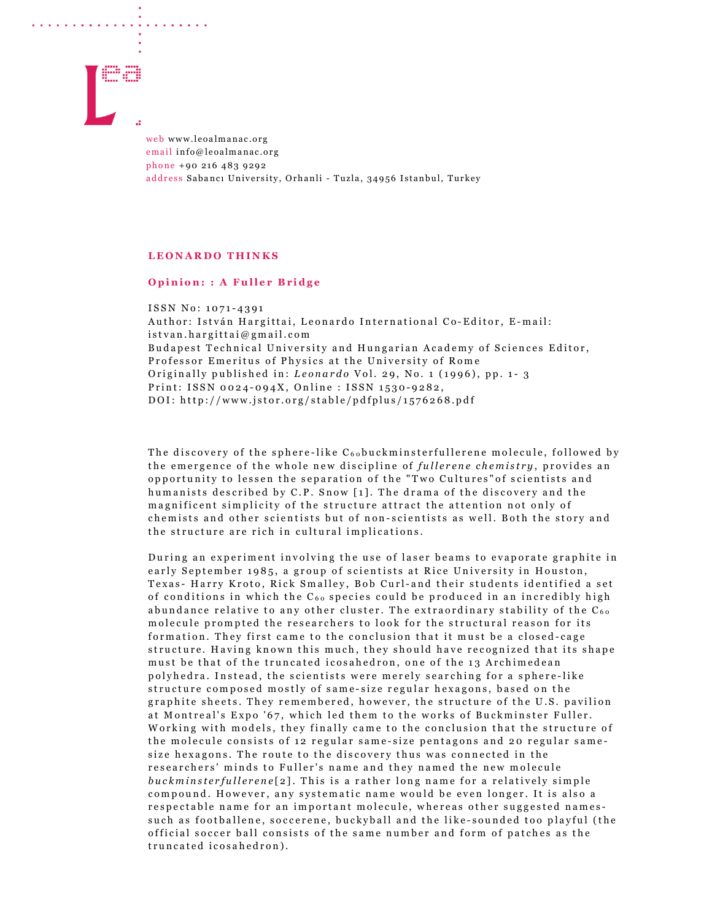web www.leoalmanac.org
email info@leoalmanac.org
phone +90 216 483 9292
address Sabancı University, Orhanli - Tuzla, 34956 Istanbul, Turkey

## LEONARDO THINKS

### Opinion: : A Fuller Bridge

ISSN No: 1071-4391
Author: István Hargittai, Leonardo International Co-Editor, E-mail: istvan.hargittai@gmail.com
Budapest Technical University and Hungarian Academy of Sciences Editor, Professor Emeritus of Physics at the University of Rome
Originally published in: *Leonardo* Vol. 29, No. 1 (1996), pp. 1- 3
Print: ISSN 0024-094X, Online : ISSN 1530-9282,
DOI: http://www.jstor.org/stable/pdfplus/1576268.pdf

The discovery of the sphere-like $C_{60}$buckminsterfullerene molecule, followed by the emergence of the whole new discipline of *fullerene chemistry*, provides an opportunity to lessen the separation of the "Two Cultures"of scientists and humanists described by C.P. Snow [1]. The drama of the discovery and the magnificent simplicity of the structure attract the attention not only of chemists and other scientists but of non-scientists as well. Both the story and the structure are rich in cultural implications.

During an experiment involving the use of laser beams to evaporate graphite in early September 1985, a group of scientists at Rice University in Houston, Texas- Harry Kroto, Rick Smalley, Bob Curl-and their students identified a set of conditions in which the $C_{60}$ species could be produced in an incredibly high abundance relative to any other cluster. The extraordinary stability of the $C_{60}$ molecule prompted the researchers to look for the structural reason for its formation. They first came to the conclusion that it must be a closed-cage structure. Having known this much, they should have recognized that its shape must be that of the truncated icosahedron, one of the 13 Archimedean polyhedra. Instead, the scientists were merely searching for a sphere-like structure composed mostly of same-size regular hexagons, based on the graphite sheets. They remembered, however, the structure of the U.S. pavilion at Montreal's Expo '67, which led them to the works of Buckminster Fuller. Working with models, they finally came to the conclusion that the structure of the molecule consists of 12 regular same-size pentagons and 20 regular same-size hexagons. The route to the discovery thus was connected in the researchers' minds to Fuller's name and they named the new molecule *buckminsterfullerene*[2]. This is a rather long name for a relatively simple compound. However, any systematic name would be even longer. It is also a respectable name for an important molecule, whereas other suggested names-such as footballene, soccerene, buckyball and the like-sounded too playful (the official soccer ball consists of the same number and form of patches as the truncated icosahedron).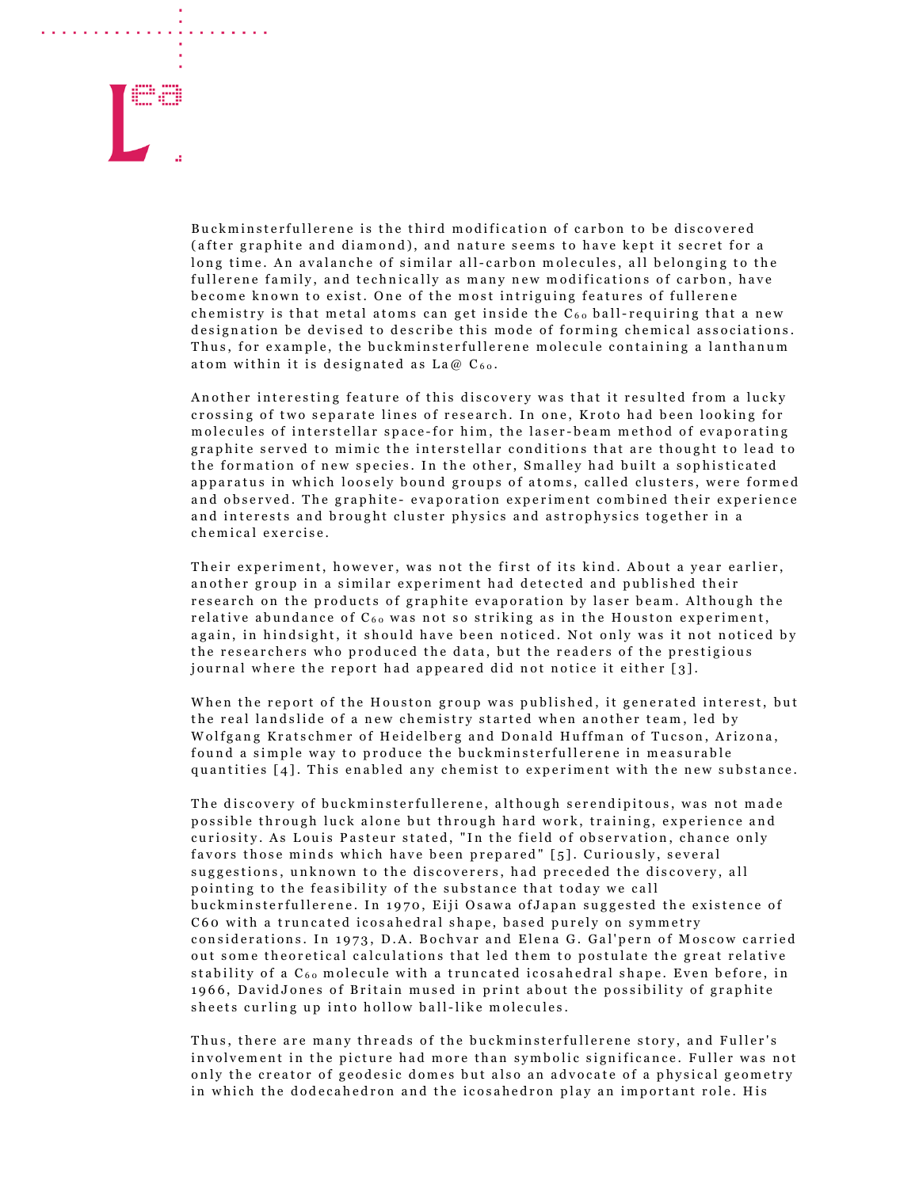Buckminsterfullerene is the third modification of carbon to be discovered (after graphite and diamond), and nature seems to have kept it secret for a long time. An avalanche of similar all-carbon molecules, all belonging to the fullerene family, and technically as many new modifications of carbon, have become known to exist. One of the most intriguing features of fullerene chemistry is that metal atoms can get inside the $C_{60}$ ball-requiring that a new designation be devised to describe this mode of forming chemical associations. Thus, for example, the buckminsterfullerene molecule containing a lanthanum atom within it is designated as La@ $C_{60}$.

Another interesting feature of this discovery was that it resulted from a lucky crossing of two separate lines of research. In one, Kroto had been looking for molecules of interstellar space-for him, the laser-beam method of evaporating graphite served to mimic the interstellar conditions that are thought to lead to the formation of new species. In the other, Smalley had built a sophisticated apparatus in which loosely bound groups of atoms, called clusters, were formed and observed. The graphite- evaporation experiment combined their experience and interests and brought cluster physics and astrophysics together in a chemical exercise.

Their experiment, however, was not the first of its kind. About a year earlier, another group in a similar experiment had detected and published their research on the products of graphite evaporation by laser beam. Although the relative abundance of $C_{60}$ was not so striking as in the Houston experiment, again, in hindsight, it should have been noticed. Not only was it not noticed by the researchers who produced the data, but the readers of the prestigious journal where the report had appeared did not notice it either [3].

When the report of the Houston group was published, it generated interest, but the real landslide of a new chemistry started when another team, led by Wolfgang Kratschmer of Heidelberg and Donald Huffman of Tucson, Arizona, found a simple way to produce the buckminsterfullerene in measurable quantities [4]. This enabled any chemist to experiment with the new substance.

The discovery of buckminsterfullerene, although serendipitous, was not made possible through luck alone but through hard work, training, experience and curiosity. As Louis Pasteur stated, "In the field of observation, chance only favors those minds which have been prepared" [5]. Curiously, several suggestions, unknown to the discoverers, had preceded the discovery, all pointing to the feasibility of the substance that today we call buckminsterfullerene. In 1970, Eiji Osawa ofJapan suggested the existence of C60 with a truncated icosahedral shape, based purely on symmetry considerations. In 1973, D.A. Bochvar and Elena G. Gal'pern of Moscow carried out some theoretical calculations that led them to postulate the great relative stability of a $C_{60}$ molecule with a truncated icosahedral shape. Even before, in 1966, DavidJones of Britain mused in print about the possibility of graphite sheets curling up into hollow ball-like molecules.

Thus, there are many threads of the buckminsterfullerene story, and Fuller's involvement in the picture had more than symbolic significance. Fuller was not only the creator of geodesic domes but also an advocate of a physical geometry in which the dodecahedron and the icosahedron play an important role. His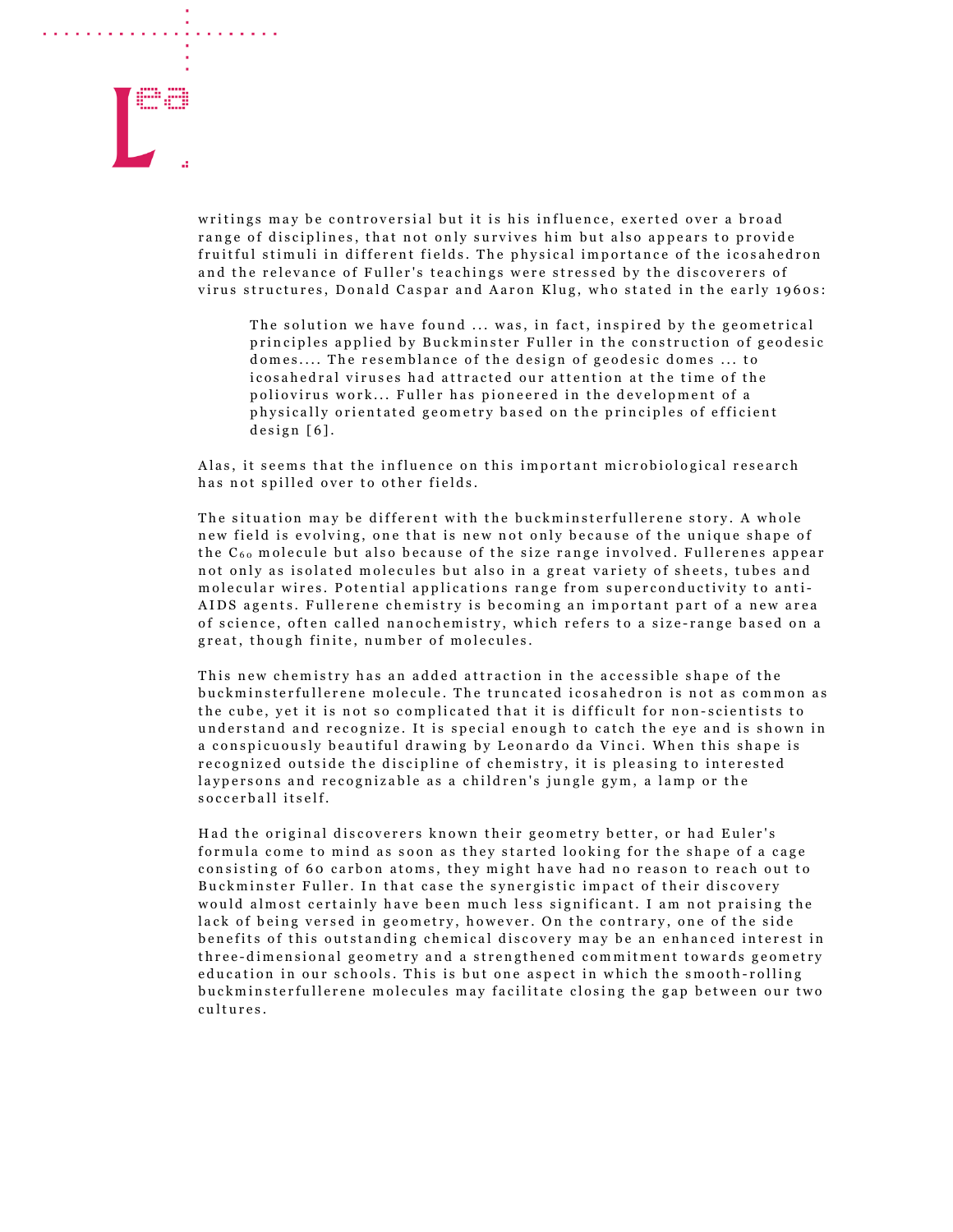writings may be controversial but it is his influence, exerted over a broad range of disciplines, that not only survives him but also appears to provide fruitful stimuli in different fields. The physical importance of the icosahedron and the relevance of Fuller's teachings were stressed by the discoverers of virus structures, Donald Caspar and Aaron Klug, who stated in the early 1960s:

> The solution we have found ... was, in fact, inspired by the geometrical principles applied by Buckminster Fuller in the construction of geodesic domes.... The resemblance of the design of geodesic domes ... to icosahedral viruses had attracted our attention at the time of the poliovirus work... Fuller has pioneered in the development of a physically orientated geometry based on the principles of efficient design [6].

Alas, it seems that the influence on this important microbiological research has not spilled over to other fields.

The situation may be different with the buckminsterfullerene story. A whole new field is evolving, one that is new not only because of the unique shape of the $C_{60}$ molecule but also because of the size range involved. Fullerenes appear not only as isolated molecules but also in a great variety of sheets, tubes and molecular wires. Potential applications range from superconductivity to anti-AIDS agents. Fullerene chemistry is becoming an important part of a new area of science, often called nanochemistry, which refers to a size-range based on a great, though finite, number of molecules.

This new chemistry has an added attraction in the accessible shape of the buckminsterfullerene molecule. The truncated icosahedron is not as common as the cube, yet it is not so complicated that it is difficult for non-scientists to understand and recognize. It is special enough to catch the eye and is shown in a conspicuously beautiful drawing by Leonardo da Vinci. When this shape is recognized outside the discipline of chemistry, it is pleasing to interested laypersons and recognizable as a children's jungle gym, a lamp or the soccerball itself.

Had the original discoverers known their geometry better, or had Euler's formula come to mind as soon as they started looking for the shape of a cage consisting of 60 carbon atoms, they might have had no reason to reach out to Buckminster Fuller. In that case the synergistic impact of their discovery would almost certainly have been much less significant. I am not praising the lack of being versed in geometry, however. On the contrary, one of the side benefits of this outstanding chemical discovery may be an enhanced interest in three-dimensional geometry and a strengthened commitment towards geometry education in our schools. This is but one aspect in which the smooth-rolling buckminsterfullerene molecules may facilitate closing the gap between our two cultures.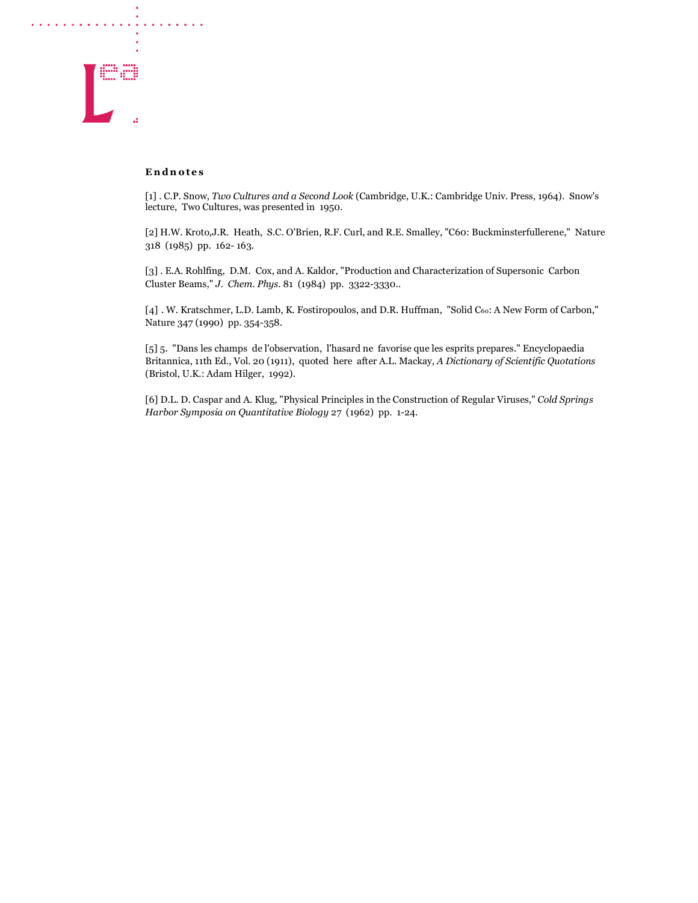## Endnotes

[1] . C.P. Snow, *Two Cultures and a Second Look* (Cambridge, U.K.: Cambridge Univ. Press, 1964). Snow's lecture, Two Cultures, was presented in 1950.

[2] H.W. Kroto,J.R. Heath, S.C. O'Brien, R.F. Curl, and R.E. Smalley, "C60: Buckminsterfullerene," Nature 318 (1985) pp. 162- 163.

[3] . E.A. Rohlfing, D.M. Cox, and A. Kaldor, "Production and Characterization of Supersonic Carbon Cluster Beams," *J. Chem. Phys.* 81 (1984) pp. 3322-3330..

[4] . W. Kratschmer, L.D. Lamb, K. Fostiropoulos, and D.R. Huffman, "Solid $C_{60}$: A New Form of Carbon," Nature 347 (1990) pp. 354-358.

[5] 5. "Dans les champs de l'observation, l'hasard ne favorise que les esprits prepares." Encyclopaedia Britannica, 11th Ed., Vol. 20 (1911), quoted here after A.L. Mackay, *A Dictionary of Scientific Quotations* (Bristol, U.K.: Adam Hilger, 1992).

[6] D.L. D. Caspar and A. Klug, "Physical Principles in the Construction of Regular Viruses," *Cold Springs Harbor Symposia on Quantitative Biology* 27 (1962) pp. 1-24.